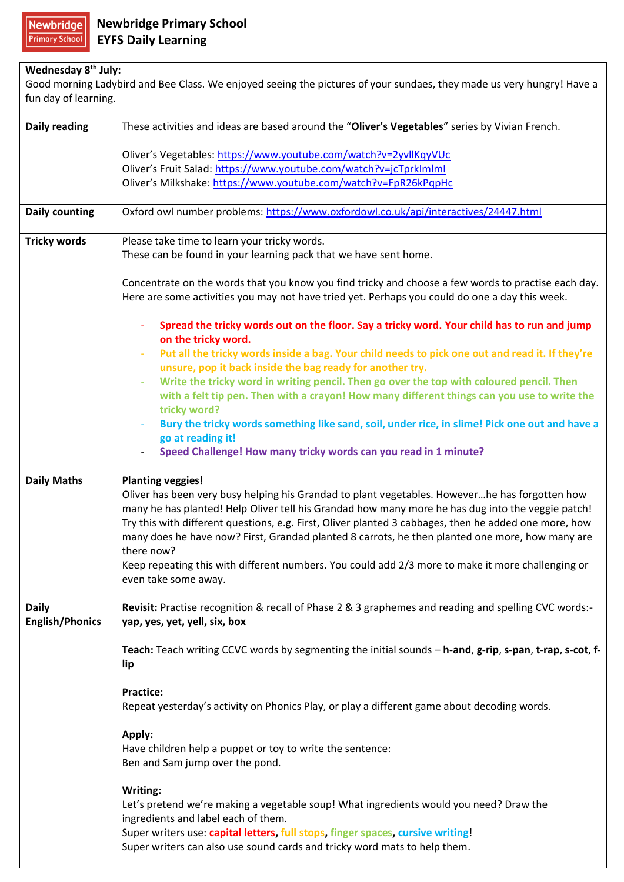# Newbridge Primary School
## EYFS Daily Learning

**Wednesday 8th July:**
Good morning Ladybird and Bee Class. We enjoyed seeing the pictures of your sundaes, they made us very hungry! Have a fun day of learning.

| | |
|---|---|
| **Daily reading** | These activities and ideas are based around the "**Oliver's Vegetables**" series by Vivian French.<br><br>Oliver's Vegetables: https://www.youtube.com/watch?v=2yvllKqyVUc<br>Oliver's Fruit Salad: https://www.youtube.com/watch?v=jcTprklmlml<br>Oliver's Milkshake: https://www.youtube.com/watch?v=FpR26kPqpHc |
| **Daily counting** | Oxford owl number problems: https://www.oxfordowl.co.uk/api/interactives/24447.html |
| **Tricky words** | Please take time to learn your tricky words.<br>These can be found in your learning pack that we have sent home.<br><br>Concentrate on the words that you know you find tricky and choose a few words to practise each day. Here are some activities you may not have tried yet. Perhaps you could do one a day this week.<br><br>- **Spread the tricky words out on the floor. Say a tricky word. Your child has to run and jump on the tricky word.**<br>- **Put all the tricky words inside a bag. Your child needs to pick one out and read it. If they're unsure, pop it back inside the bag ready for another try.**<br>- **Write the tricky word in writing pencil. Then go over the top with coloured pencil. Then with a felt tip pen. Then with a crayon! How many different things can you use to write the tricky word?**<br>- **Bury the tricky words something like sand, soil, under rice, in slime! Pick one out and have a go at reading it!**<br>- **Speed Challenge! How many tricky words can you read in 1 minute?** |
| **Daily Maths** | **Planting veggies!**<br>Oliver has been very busy helping his Grandad to plant vegetables. However…he has forgotten how many he has planted! Help Oliver tell his Grandad how many more he has dug into the veggie patch! Try this with different questions, e.g. First, Oliver planted 3 cabbages, then he added one more, how many does he have now? First, Grandad planted 8 carrots, he then planted one more, how many are there now?<br>Keep repeating this with different numbers. You could add 2/3 more to make it more challenging or even take some away. |
| **Daily English/Phonics** | **Revisit:** Practise recognition & recall of Phase 2 & 3 graphemes and reading and spelling CVC words:- **yap, yes, yet, yell, six, box**<br><br>**Teach:** Teach writing CCVC words by segmenting the initial sounds – **h-and**, **g-rip**, **s-pan**, **t-rap**, **s-cot**, **f-lip**<br><br>**Practice:**<br>Repeat yesterday's activity on Phonics Play, or play a different game about decoding words.<br><br>**Apply:**<br>Have children help a puppet or toy to write the sentence:<br>Ben and Sam jump over the pond.<br><br>**Writing:**<br>Let's pretend we're making a vegetable soup! What ingredients would you need? Draw the ingredients and label each of them.<br>Super writers use: **capital letters**, **full stops**, **finger spaces**, **cursive writing**!<br>Super writers can also use sound cards and tricky word mats to help them. |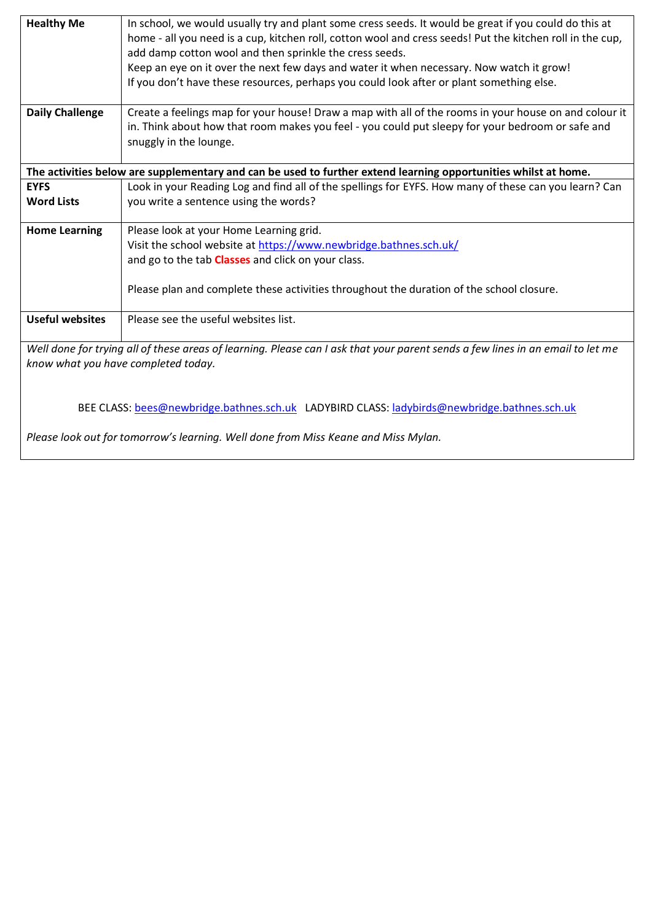| | |
|---|---|
| **Healthy Me** | In school, we would usually try and plant some cress seeds. It would be great if you could do this at home - all you need is a cup, kitchen roll, cotton wool and cress seeds! Put the kitchen roll in the cup, add damp cotton wool and then sprinkle the cress seeds.<br>Keep an eye on it over the next few days and water it when necessary. Now watch it grow!<br>If you don't have these resources, perhaps you could look after or plant something else. |
| **Daily Challenge** | Create a feelings map for your house! Draw a map with all of the rooms in your house on and colour it in. Think about how that room makes you feel - you could put sleepy for your bedroom or safe and snuggly in the lounge. |
| **The activities below are supplementary and can be used to further extend learning opportunities whilst at home.** | |
| **EYFS Word Lists** | Look in your Reading Log and find all of the spellings for EYFS. How many of these can you learn? Can you write a sentence using the words? |
| **Home Learning** | Please look at your Home Learning grid.<br>Visit the school website at https://www.newbridge.bathnes.sch.uk/<br>and go to the tab **Classes** and click on your class.<br><br>Please plan and complete these activities throughout the duration of the school closure. |
| **Useful websites** | Please see the useful websites list. |

*Well done for trying all of these areas of learning. Please can I ask that your parent sends a few lines in an email to let me know what you have completed today.*

BEE CLASS: bees@newbridge.bathnes.sch.uk LADYBIRD CLASS: ladybirds@newbridge.bathnes.sch.uk

*Please look out for tomorrow's learning. Well done from Miss Keane and Miss Mylan.*